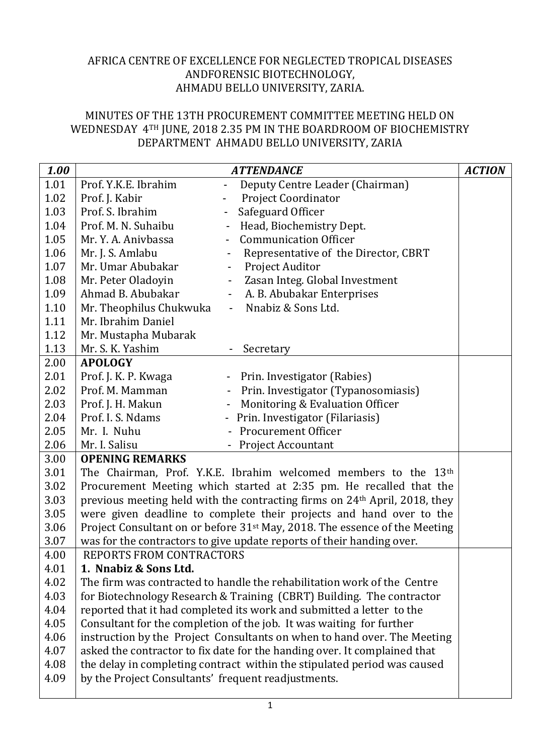AFRICA CENTRE OF EXCELLENCE FOR NEGLECTED TROPICAL DISEASES ANDFORENSIC BIOTECHNOLOGY, AHMADU BELLO UNIVERSITY, ZARIA.

MINUTES OF THE 13TH PROCUREMENT COMMITTEE MEETING HELD ON WEDNESDAY 4TH JUNE, 2018 2.35 PM IN THE BOARDROOM OF BIOCHEMISTRY DEPARTMENT AHMADU BELLO UNIVERSITY, ZARIA

| *1.00* | *ATTENDANCE* | *ACTION* |
|---|---|---|
| 1.01 | Prof. Y.K.E. Ibrahim - Deputy Centre Leader (Chairman) | |
| 1.02 | Prof. J. Kabir - Project Coordinator | |
| 1.03 | Prof. S. Ibrahim - Safeguard Officer | |
| 1.04 | Prof. M. N. Suhaibu - Head, Biochemistry Dept. | |
| 1.05 | Mr. Y. A. Anivbassa - Communication Officer | |
| 1.06 | Mr. J. S. Amlabu - Representative of the Director, CBRT | |
| 1.07 | Mr. Umar Abubakar - Project Auditor | |
| 1.08 | Mr. Peter Oladoyin - Zasan Integ. Global Investment | |
| 1.09 | Ahmad B. Abubakar - A. B. Abubakar Enterprises | |
| 1.10 | Mr. Theophilus Chukwuka - Nnabiz & Sons Ltd. | |
| 1.11 | Mr. Ibrahim Daniel | |
| 1.12 | Mr. Mustapha Mubarak | |
| 1.13 | Mr. S. K. Yashim - Secretary | |
| 2.00 | **APOLOGY** | |
| 2.01 | Prof. J. K. P. Kwaga - Prin. Investigator (Rabies) | |
| 2.02 | Prof. M. Mamman - Prin. Investigator (Typanosomiasis) | |
| 2.03 | Prof. J. H. Makun - Monitoring & Evaluation Officer | |
| 2.04 | Prof. I. S. Ndams - Prin. Investigator (Filariasis) | |
| 2.05 | Mr. I. Nuhu - Procurement Officer | |
| 2.06 | Mr. I. Salisu - Project Accountant | |
| 3.00 | **OPENING REMARKS** | |
| 3.01 | The Chairman, Prof. Y.K.E. Ibrahim welcomed members to the 13th | |
| 3.02 | Procurement Meeting which started at 2:35 pm. He recalled that the | |
| 3.03 | previous meeting held with the contracting firms on 24th April, 2018, they | |
| 3.05 | were given deadline to complete their projects and hand over to the | |
| 3.06 | Project Consultant on or before 31st May, 2018. The essence of the Meeting | |
| 3.07 | was for the contractors to give update reports of their handing over. | |
| 4.00 | REPORTS FROM CONTRACTORS | |
| 4.01 | **1. Nnabiz & Sons Ltd.** | |
| 4.02 | The firm was contracted to handle the rehabilitation work of the Centre | |
| 4.03 | for Biotechnology Research & Training (CBRT) Building. The contractor | |
| 4.04 | reported that it had completed its work and submitted a letter to the | |
| 4.05 | Consultant for the completion of the job. It was waiting for further | |
| 4.06 | instruction by the Project Consultants on when to hand over. The Meeting | |
| 4.07 | asked the contractor to fix date for the handing over. It complained that | |
| 4.08 | the delay in completing contract within the stipulated period was caused | |
| 4.09 | by the Project Consultants' frequent readjustments. | |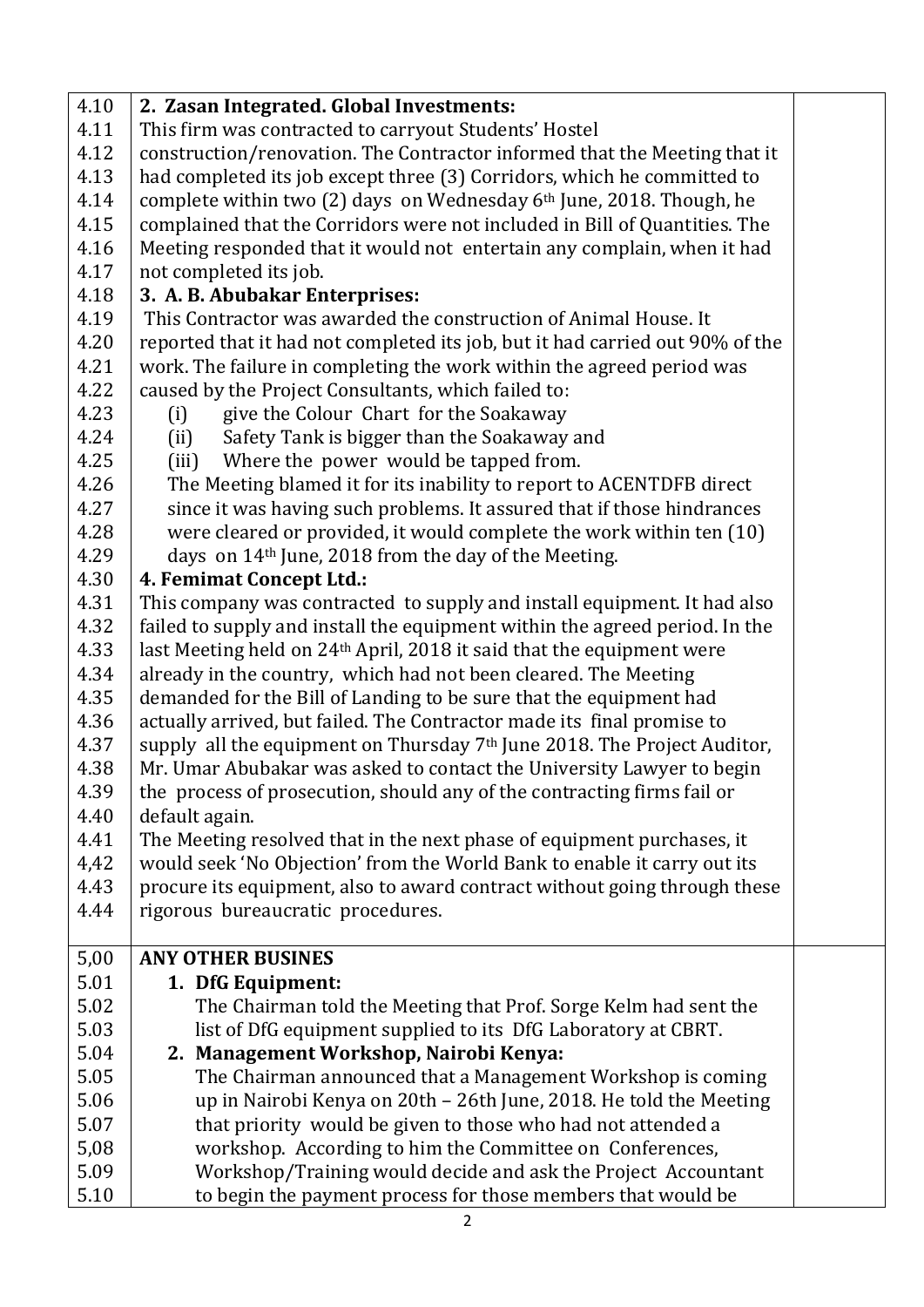| | | |
|---|---|---|
| 4.10 | **2. Zasan Integrated. Global Investments:** | |
| 4.11 | This firm was contracted to carryout Students' Hostel | |
| 4.12 | construction/renovation. The Contractor informed that the Meeting that it | |
| 4.13 | had completed its job except three (3) Corridors, which he committed to | |
| 4.14 | complete within two (2) days on Wednesday 6th June, 2018. Though, he | |
| 4.15 | complained that the Corridors were not included in Bill of Quantities. The | |
| 4.16 | Meeting responded that it would not entertain any complain, when it had | |
| 4.17 | not completed its job. | |
| 4.18 | **3. A. B. Abubakar Enterprises:** | |
| 4.19 | This Contractor was awarded the construction of Animal House. It | |
| 4.20 | reported that it had not completed its job, but it had carried out 90% of the | |
| 4.21 | work. The failure in completing the work within the agreed period was | |
| 4.22 | caused by the Project Consultants, which failed to: | |
| 4.23 | (i) give the Colour Chart for the Soakaway | |
| 4.24 | (ii) Safety Tank is bigger than the Soakaway and | |
| 4.25 | (iii) Where the power would be tapped from. | |
| 4.26 | The Meeting blamed it for its inability to report to ACENTDFB direct | |
| 4.27 | since it was having such problems. It assured that if those hindrances | |
| 4.28 | were cleared or provided, it would complete the work within ten (10) | |
| 4.29 | days on 14th June, 2018 from the day of the Meeting. | |
| 4.30 | **4. Femimat Concept Ltd.:** | |
| 4.31 | This company was contracted to supply and install equipment. It had also | |
| 4.32 | failed to supply and install the equipment within the agreed period. In the | |
| 4.33 | last Meeting held on 24th April, 2018 it said that the equipment were | |
| 4.34 | already in the country, which had not been cleared. The Meeting | |
| 4.35 | demanded for the Bill of Landing to be sure that the equipment had | |
| 4.36 | actually arrived, but failed. The Contractor made its final promise to | |
| 4.37 | supply all the equipment on Thursday 7th June 2018. The Project Auditor, | |
| 4.38 | Mr. Umar Abubakar was asked to contact the University Lawyer to begin | |
| 4.39 | the process of prosecution, should any of the contracting firms fail or | |
| 4.40 | default again. | |
| 4.41 | The Meeting resolved that in the next phase of equipment purchases, it | |
| 4,42 | would seek 'No Objection' from the World Bank to enable it carry out its | |
| 4.43 | procure its equipment, also to award contract without going through these | |
| 4.44 | rigorous bureaucratic procedures. | |
| 5,00 | **ANY OTHER BUSINES** | |
| 5.01 | **1. DfG Equipment:** | |
| 5.02 | The Chairman told the Meeting that Prof. Sorge Kelm had sent the | |
| 5.03 | list of DfG equipment supplied to its DfG Laboratory at CBRT. | |
| 5.04 | **2. Management Workshop, Nairobi Kenya:** | |
| 5.05 | The Chairman announced that a Management Workshop is coming | |
| 5.06 | up in Nairobi Kenya on 20th – 26th June, 2018. He told the Meeting | |
| 5.07 | that priority would be given to those who had not attended a | |
| 5,08 | workshop. According to him the Committee on Conferences, | |
| 5.09 | Workshop/Training would decide and ask the Project Accountant | |
| 5.10 | to begin the payment process for those members that would be | |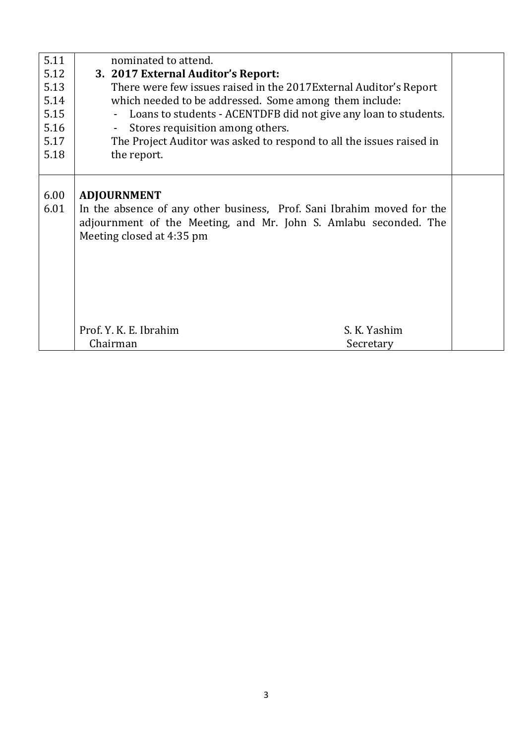| | | |
|---|---|---|
| 5.11<br>5.12<br>5.13<br>5.14<br>5.15<br>5.16<br>5.17<br>5.18 | nominated to attend.<br>**3. 2017 External Auditor's Report:**<br>There were few issues raised in the 2017External Auditor's Report which needed to be addressed. Some among them include:<br>- Loans to students - ACENTDFB did not give any loan to students.<br>- Stores requisition among others.<br>The Project Auditor was asked to respond to all the issues raised in the report. | |
| 6.00<br>6.01 | **ADJOURNMENT**<br>In the absence of any other business, Prof. Sani Ibrahim moved for the adjournment of the Meeting, and Mr. John S. Amlabu seconded. The Meeting closed at 4:35 pm<br><br>Prof. Y. K. E. Ibrahim — Chairman<br>S. K. Yashim — Secretary | |